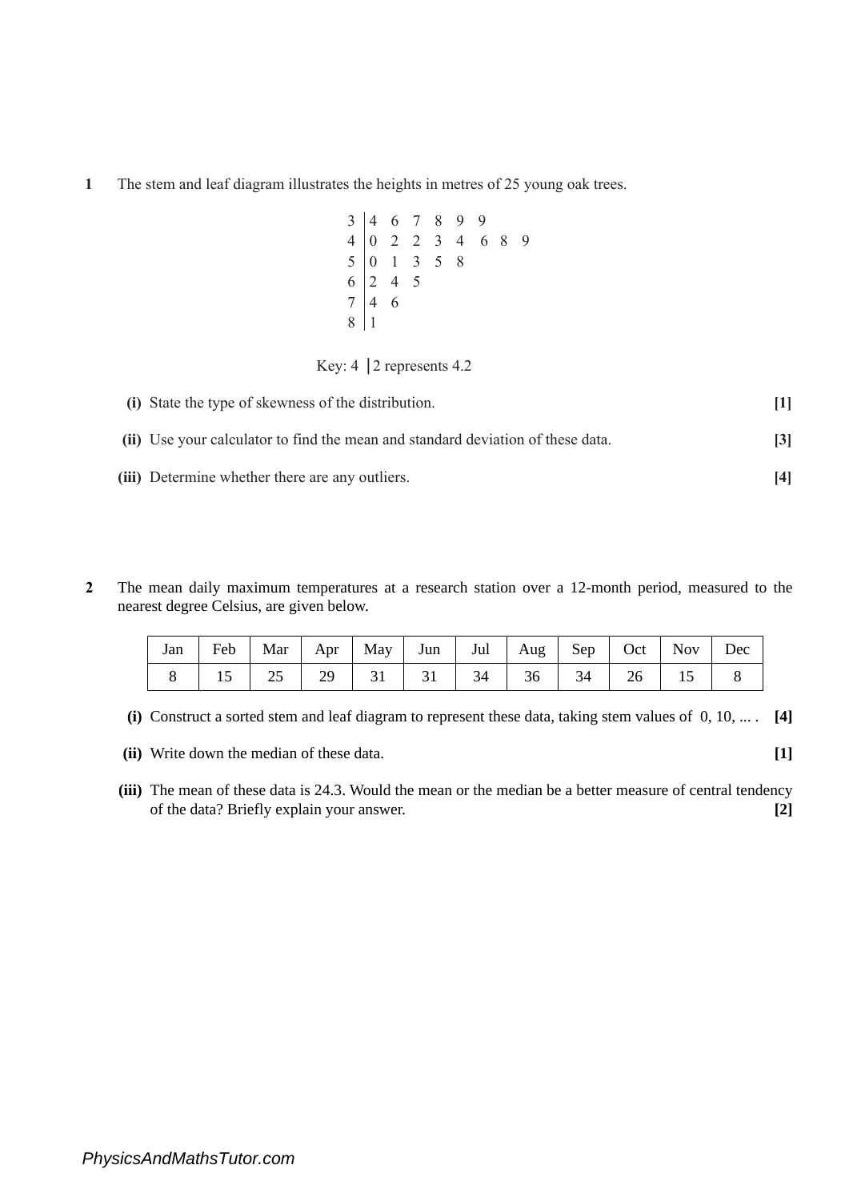**1** The stem and leaf diagram illustrates the heights in metres of 25 young oak trees.

```
3 | 4  6  7  8  9  9
4 | 0  2  2  3  4  6  8  9
5 | 0  1  3  5  8
6 | 2  4  5
7 | 4  6
8 | 1
```

Key: 4 | 2 represents 4.2

**(i)** State the type of skewness of the distribution. **[1]**

**(ii)** Use your calculator to find the mean and standard deviation of these data. **[3]**

**(iii)** Determine whether there are any outliers. **[4]**

**2** The mean daily maximum temperatures at a research station over a 12-month period, measured to the nearest degree Celsius, are given below.

| Jan | Feb | Mar | Apr | May | Jun | Jul | Aug | Sep | Oct | Nov | Dec |
|---|---|---|---|---|---|---|---|---|---|---|---|
| 8 | 15 | 25 | 29 | 31 | 31 | 34 | 36 | 34 | 26 | 15 | 8 |

**(i)** Construct a sorted stem and leaf diagram to represent these data, taking stem values of 0, 10, ... . **[4]**

**(ii)** Write down the median of these data. **[1]**

**(iii)** The mean of these data is 24.3. Would the mean or the median be a better measure of central tendency of the data? Briefly explain your answer. **[2]**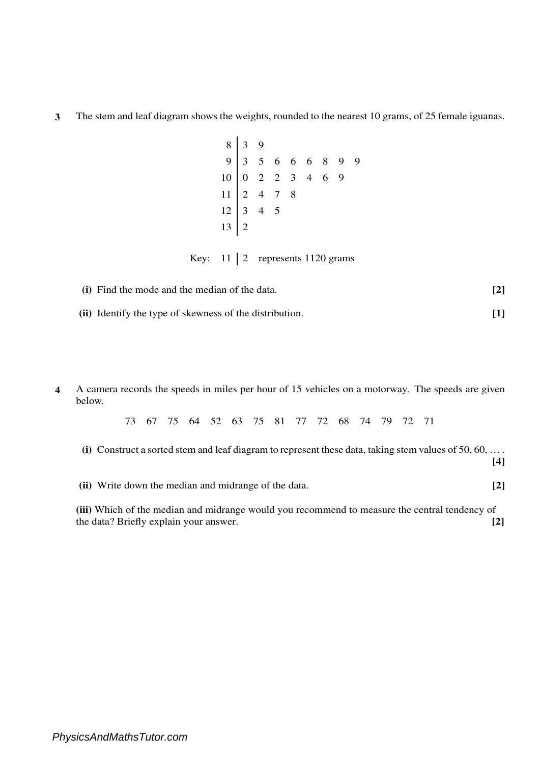**3** The stem and leaf diagram shows the weights, rounded to the nearest 10 grams, of 25 female iguanas.

```
 8 | 3  9
 9 | 3  5  6  6  6  8  9  9
10 | 0  2  2  3  4  6  9
11 | 2  4  7  8
12 | 3  4  5
13 | 2
```

Key: 11 | 2 represents 1120 grams

**(i)** Find the mode and the median of the data. **[2]**

**(ii)** Identify the type of skewness of the distribution. **[1]**

**4** A camera records the speeds in miles per hour of 15 vehicles on a motorway. The speeds are given below.

73 67 75 64 52 63 75 81 77 72 68 74 79 72 71

**(i)** Construct a sorted stem and leaf diagram to represent these data, taking stem values of 50, 60, … . **[4]**

**(ii)** Write down the median and midrange of the data. **[2]**

**(iii)** Which of the median and midrange would you recommend to measure the central tendency of the data? Briefly explain your answer. **[2]**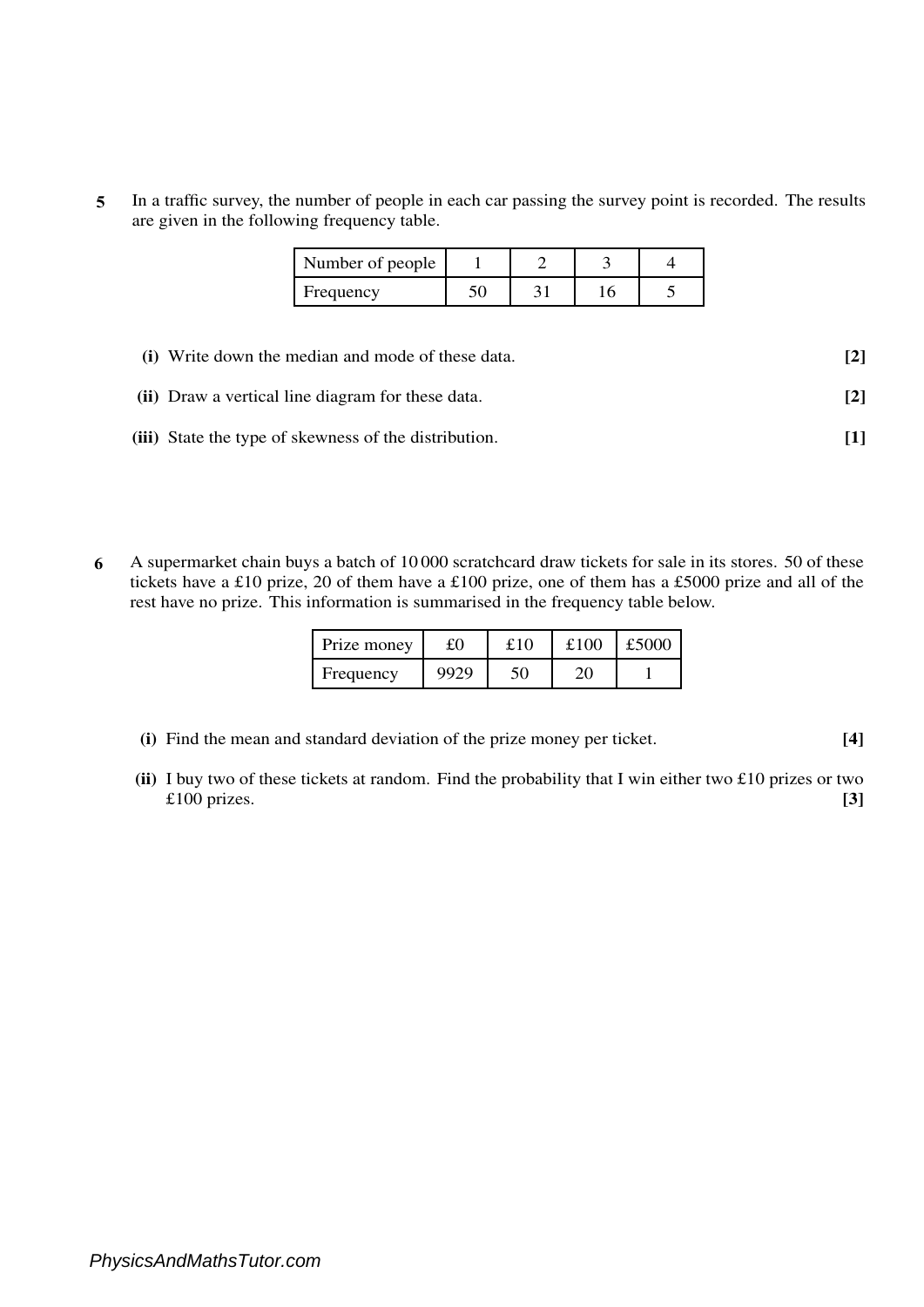**5** In a traffic survey, the number of people in each car passing the survey point is recorded. The results are given in the following frequency table.

| Number of people | 1 | 2 | 3 | 4 |
|---|---|---|---|---|
| Frequency | 50 | 31 | 16 | 5 |

**(i)** Write down the median and mode of these data. **[2]**

**(ii)** Draw a vertical line diagram for these data. **[2]**

**(iii)** State the type of skewness of the distribution. **[1]**

**6** A supermarket chain buys a batch of 10 000 scratchcard draw tickets for sale in its stores. 50 of these tickets have a £10 prize, 20 of them have a £100 prize, one of them has a £5000 prize and all of the rest have no prize. This information is summarised in the frequency table below.

| Prize money | £0 | £10 | £100 | £5000 |
|---|---|---|---|---|
| Frequency | 9929 | 50 | 20 | 1 |

**(i)** Find the mean and standard deviation of the prize money per ticket. **[4]**

**(ii)** I buy two of these tickets at random. Find the probability that I win either two £10 prizes or two £100 prizes. **[3]**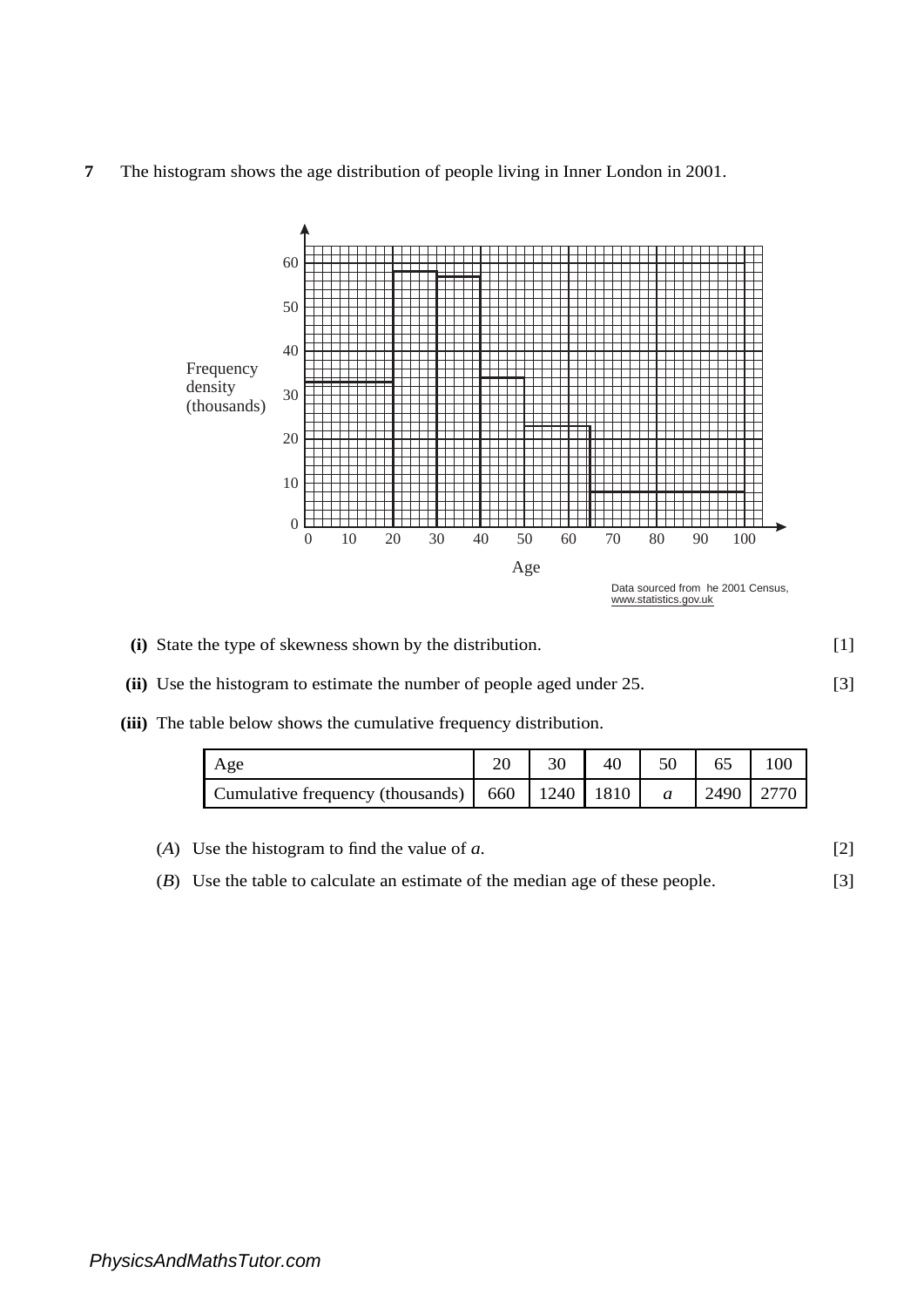**7** The histogram shows the age distribution of people living in Inner London in 2001.

Data sourced from he 2001 Census, www.statistics.gov.uk

**(i)** State the type of skewness shown by the distribution. [1]

**(ii)** Use the histogram to estimate the number of people aged under 25. [3]

**(iii)** The table below shows the cumulative frequency distribution.

| Age | 20 | 30 | 40 | 50 | 65 | 100 |
|---|---|---|---|---|---|---|
| Cumulative frequency (thousands) | 660 | 1240 | 1810 | $a$ | 2490 | 2770 |

($A$) Use the histogram to find the value of $a$. [2]

($B$) Use the table to calculate an estimate of the median age of these people. [3]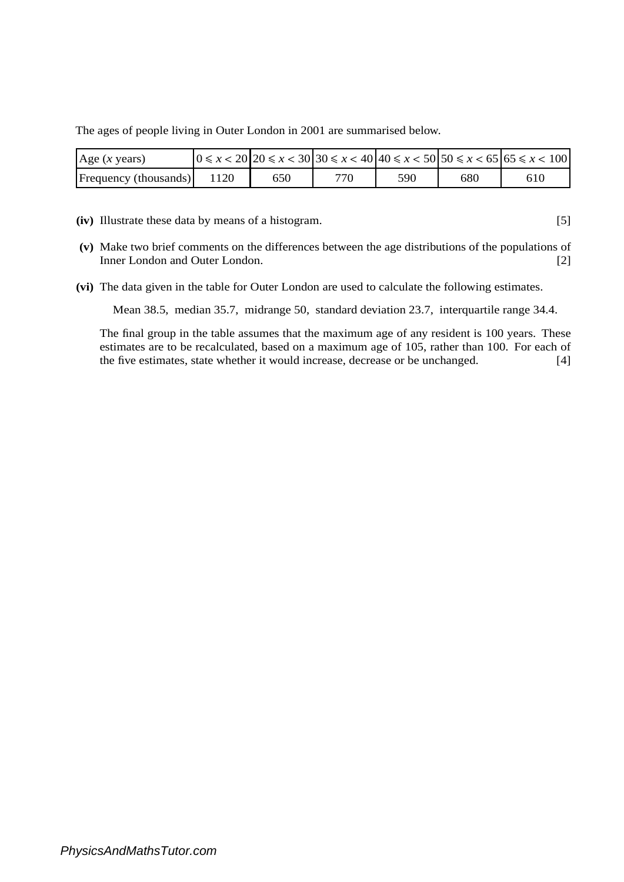The ages of people living in Outer London in 2001 are summarised below.

| Age ($x$ years) | $0 \leqslant x < 20$ | $20 \leqslant x < 30$ | $30 \leqslant x < 40$ | $40 \leqslant x < 50$ | $50 \leqslant x < 65$ | $65 \leqslant x < 100$ |
|---|---|---|---|---|---|---|
| Frequency (thousands) | 1120 | 650 | 770 | 590 | 680 | 610 |

**(iv)** Illustrate these data by means of a histogram. [5]

**(v)** Make two brief comments on the differences between the age distributions of the populations of Inner London and Outer London. [2]

**(vi)** The data given in the table for Outer London are used to calculate the following estimates.

Mean 38.5, median 35.7, midrange 50, standard deviation 23.7, interquartile range 34.4.

The final group in the table assumes that the maximum age of any resident is 100 years. These estimates are to be recalculated, based on a maximum age of 105, rather than 100. For each of the five estimates, state whether it would increase, decrease or be unchanged. [4]